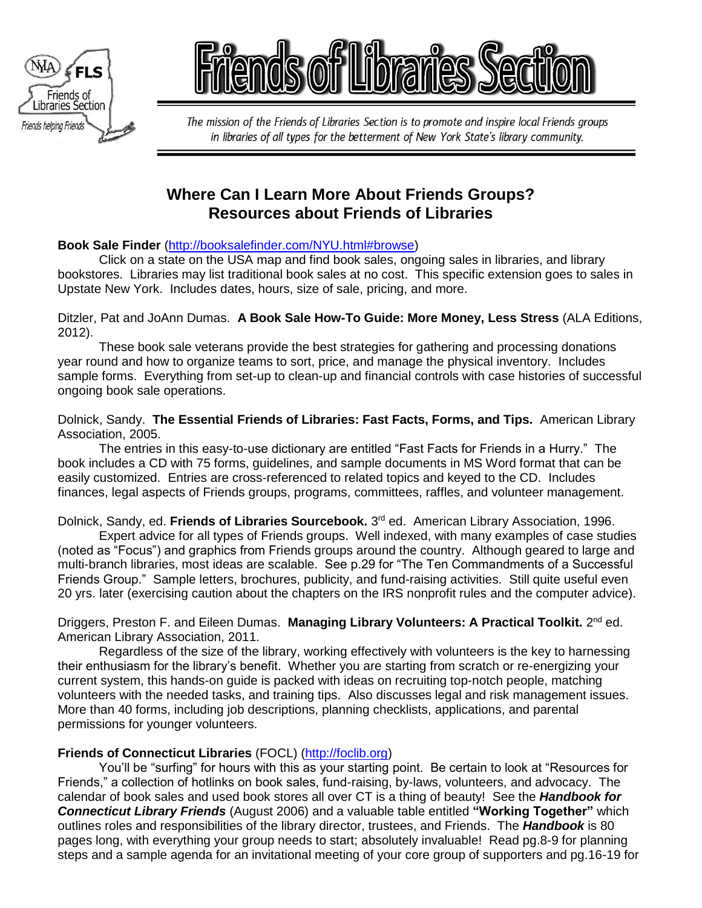# Friends of Libraries Section

*The mission of the Friends of Libraries Section is to promote and inspire local Friends groups in libraries of all types for the betterment of New York State's library community.*

## Where Can I Learn More About Friends Groups? Resources about Friends of Libraries

**Book Sale Finder** (http://booksalefinder.com/NYU.html#browse)

Click on a state on the USA map and find book sales, ongoing sales in libraries, and library bookstores. Libraries may list traditional book sales at no cost. This specific extension goes to sales in Upstate New York. Includes dates, hours, size of sale, pricing, and more.

Ditzler, Pat and JoAnn Dumas. **A Book Sale How-To Guide: More Money, Less Stress** (ALA Editions, 2012).

These book sale veterans provide the best strategies for gathering and processing donations year round and how to organize teams to sort, price, and manage the physical inventory. Includes sample forms. Everything from set-up to clean-up and financial controls with case histories of successful ongoing book sale operations.

Dolnick, Sandy. **The Essential Friends of Libraries: Fast Facts, Forms, and Tips.** American Library Association, 2005.

The entries in this easy-to-use dictionary are entitled "Fast Facts for Friends in a Hurry." The book includes a CD with 75 forms, guidelines, and sample documents in MS Word format that can be easily customized. Entries are cross-referenced to related topics and keyed to the CD. Includes finances, legal aspects of Friends groups, programs, committees, raffles, and volunteer management.

Dolnick, Sandy, ed. **Friends of Libraries Sourcebook.** 3rd ed. American Library Association, 1996.

Expert advice for all types of Friends groups. Well indexed, with many examples of case studies (noted as "Focus") and graphics from Friends groups around the country. Although geared to large and multi-branch libraries, most ideas are scalable. See p.29 for "The Ten Commandments of a Successful Friends Group." Sample letters, brochures, publicity, and fund-raising activities. Still quite useful even 20 yrs. later (exercising caution about the chapters on the IRS nonprofit rules and the computer advice).

Driggers, Preston F. and Eileen Dumas. **Managing Library Volunteers: A Practical Toolkit.** 2nd ed. American Library Association, 2011.

Regardless of the size of the library, working effectively with volunteers is the key to harnessing their enthusiasm for the library's benefit. Whether you are starting from scratch or re-energizing your current system, this hands-on guide is packed with ideas on recruiting top-notch people, matching volunteers with the needed tasks, and training tips. Also discusses legal and risk management issues. More than 40 forms, including job descriptions, planning checklists, applications, and parental permissions for younger volunteers.

**Friends of Connecticut Libraries** (FOCL) (http://foclib.org)

You'll be "surfing" for hours with this as your starting point. Be certain to look at "Resources for Friends," a collection of hotlinks on book sales, fund-raising, by-laws, volunteers, and advocacy. The calendar of book sales and used book stores all over CT is a thing of beauty! See the ***Handbook for Connecticut Library Friends*** (August 2006) and a valuable table entitled **"Working Together"** which outlines roles and responsibilities of the library director, trustees, and Friends. The ***Handbook*** is 80 pages long, with everything your group needs to start; absolutely invaluable! Read pg.8-9 for planning steps and a sample agenda for an invitational meeting of your core group of supporters and pg.16-19 for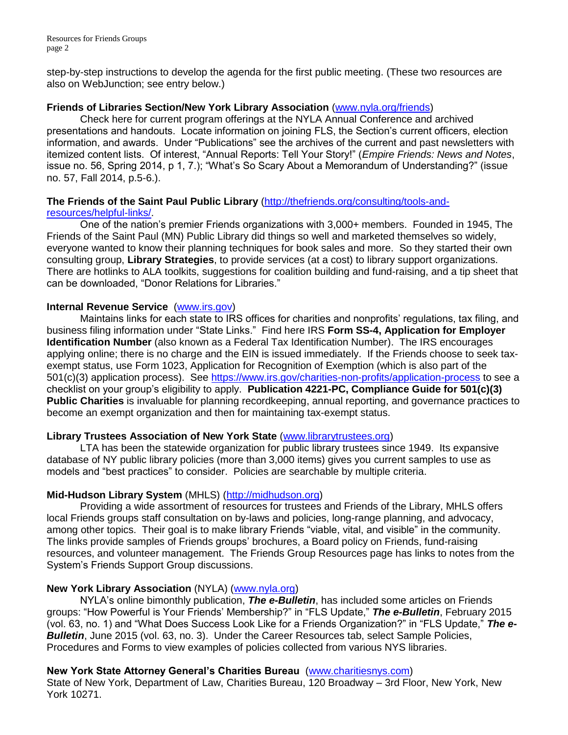step-by-step instructions to develop the agenda for the first public meeting. (These two resources are also on WebJunction; see entry below.)

**Friends of Libraries Section/New York Library Association** ([www.nyla.org/friends](www.nyla.org/friends))

Check here for current program offerings at the NYLA Annual Conference and archived presentations and handouts. Locate information on joining FLS, the Section's current officers, election information, and awards. Under "Publications" see the archives of the current and past newsletters with itemized content lists. Of interest, "Annual Reports: Tell Your Story!" (*Empire Friends: News and Notes*, issue no. 56, Spring 2014, p 1, 7.); "What's So Scary About a Memorandum of Understanding?" (issue no. 57, Fall 2014, p.5-6.).

**The Friends of the Saint Paul Public Library** ([http://thefriends.org/consulting/tools-and-resources/helpful-links/](http://thefriends.org/consulting/tools-and-resources/helpful-links/)).

One of the nation's premier Friends organizations with 3,000+ members. Founded in 1945, The Friends of the Saint Paul (MN) Public Library did things so well and marketed themselves so widely, everyone wanted to know their planning techniques for book sales and more. So they started their own consulting group, **Library Strategies**, to provide services (at a cost) to library support organizations. There are hotlinks to ALA toolkits, suggestions for coalition building and fund-raising, and a tip sheet that can be downloaded, "Donor Relations for Libraries."

**Internal Revenue Service** ([www.irs.gov](www.irs.gov))

Maintains links for each state to IRS offices for charities and nonprofits' regulations, tax filing, and business filing information under "State Links." Find here IRS **Form SS-4, Application for Employer Identification Number** (also known as a Federal Tax Identification Number). The IRS encourages applying online; there is no charge and the EIN is issued immediately. If the Friends choose to seek tax-exempt status, use Form 1023, Application for Recognition of Exemption (which is also part of the 501(c)(3) application process). See [https://www.irs.gov/charities-non-profits/application-process](https://www.irs.gov/charities-non-profits/application-process) to see a checklist on your group's eligibility to apply. **Publication 4221-PC, Compliance Guide for 501(c)(3) Public Charities** is invaluable for planning recordkeeping, annual reporting, and governance practices to become an exempt organization and then for maintaining tax-exempt status.

**Library Trustees Association of New York State** ([www.librarytrustees.org](www.librarytrustees.org))

LTA has been the statewide organization for public library trustees since 1949. Its expansive database of NY public library policies (more than 3,000 items) gives you current samples to use as models and "best practices" to consider. Policies are searchable by multiple criteria.

**Mid-Hudson Library System** (MHLS) ([http://midhudson.org](http://midhudson.org))

Providing a wide assortment of resources for trustees and Friends of the Library, MHLS offers local Friends groups staff consultation on by-laws and policies, long-range planning, and advocacy, among other topics. Their goal is to make library Friends "viable, vital, and visible" in the community. The links provide samples of Friends groups' brochures, a Board policy on Friends, fund-raising resources, and volunteer management. The Friends Group Resources page has links to notes from the System's Friends Support Group discussions.

**New York Library Association** (NYLA) ([www.nyla.org](www.nyla.org))

NYLA's online bimonthly publication, ***The e-Bulletin***, has included some articles on Friends groups: "How Powerful is Your Friends' Membership?" in "FLS Update," ***The e-Bulletin***, February 2015 (vol. 63, no. 1) and "What Does Success Look Like for a Friends Organization?" in "FLS Update," ***The e-Bulletin***, June 2015 (vol. 63, no. 3). Under the Career Resources tab, select Sample Policies, Procedures and Forms to view examples of policies collected from various NYS libraries.

**New York State Attorney General's Charities Bureau** ([www.charitiesnys.com](www.charitiesnys.com))

State of New York, Department of Law, Charities Bureau, 120 Broadway – 3rd Floor, New York, New York 10271.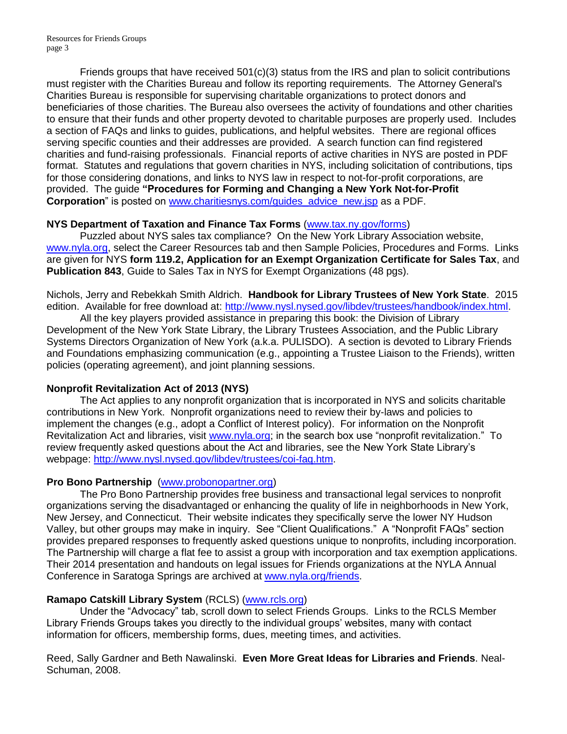Friends groups that have received 501(c)(3) status from the IRS and plan to solicit contributions must register with the Charities Bureau and follow its reporting requirements. The Attorney General's Charities Bureau is responsible for supervising charitable organizations to protect donors and beneficiaries of those charities. The Bureau also oversees the activity of foundations and other charities to ensure that their funds and other property devoted to charitable purposes are properly used. Includes a section of FAQs and links to guides, publications, and helpful websites. There are regional offices serving specific counties and their addresses are provided. A search function can find registered charities and fund-raising professionals. Financial reports of active charities in NYS are posted in PDF format. Statutes and regulations that govern charities in NYS, including solicitation of contributions, tips for those considering donations, and links to NYS law in respect to not-for-profit corporations, are provided. The guide **"Procedures for Forming and Changing a New York Not-for-Profit Corporation**" is posted on www.charitiesnys.com/guides_advice_new.jsp as a PDF.

**NYS Department of Taxation and Finance Tax Forms** (www.tax.ny.gov/forms)

Puzzled about NYS sales tax compliance? On the New York Library Association website, www.nyla.org, select the Career Resources tab and then Sample Policies, Procedures and Forms. Links are given for NYS **form 119.2, Application for an Exempt Organization Certificate for Sales Tax**, and **Publication 843**, Guide to Sales Tax in NYS for Exempt Organizations (48 pgs).

Nichols, Jerry and Rebekkah Smith Aldrich. **Handbook for Library Trustees of New York State**. 2015 edition. Available for free download at: http://www.nysl.nysed.gov/libdev/trustees/handbook/index.html.

All the key players provided assistance in preparing this book: the Division of Library Development of the New York State Library, the Library Trustees Association, and the Public Library Systems Directors Organization of New York (a.k.a. PULISDO). A section is devoted to Library Friends and Foundations emphasizing communication (e.g., appointing a Trustee Liaison to the Friends), written policies (operating agreement), and joint planning sessions.

**Nonprofit Revitalization Act of 2013 (NYS)**

The Act applies to any nonprofit organization that is incorporated in NYS and solicits charitable contributions in New York. Nonprofit organizations need to review their by-laws and policies to implement the changes (e.g., adopt a Conflict of Interest policy). For information on the Nonprofit Revitalization Act and libraries, visit www.nyla.org; in the search box use "nonprofit revitalization." To review frequently asked questions about the Act and libraries, see the New York State Library's webpage: http://www.nysl.nysed.gov/libdev/trustees/coi-faq.htm.

**Pro Bono Partnership** (www.probonopartner.org)

The Pro Bono Partnership provides free business and transactional legal services to nonprofit organizations serving the disadvantaged or enhancing the quality of life in neighborhoods in New York, New Jersey, and Connecticut. Their website indicates they specifically serve the lower NY Hudson Valley, but other groups may make in inquiry. See "Client Qualifications." A "Nonprofit FAQs" section provides prepared responses to frequently asked questions unique to nonprofits, including incorporation. The Partnership will charge a flat fee to assist a group with incorporation and tax exemption applications. Their 2014 presentation and handouts on legal issues for Friends organizations at the NYLA Annual Conference in Saratoga Springs are archived at www.nyla.org/friends.

**Ramapo Catskill Library System** (RCLS) (www.rcls.org)

Under the "Advocacy" tab, scroll down to select Friends Groups. Links to the RCLS Member Library Friends Groups takes you directly to the individual groups' websites, many with contact information for officers, membership forms, dues, meeting times, and activities.

Reed, Sally Gardner and Beth Nawalinski. **Even More Great Ideas for Libraries and Friends**. Neal-Schuman, 2008.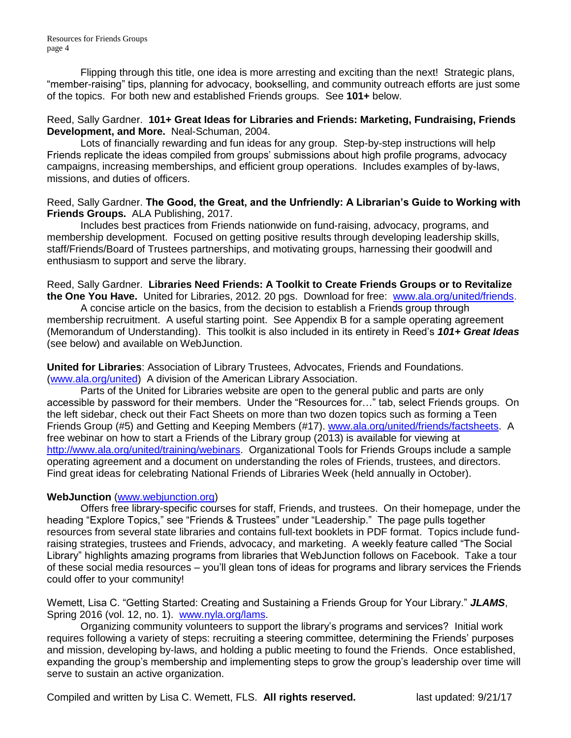Flipping through this title, one idea is more arresting and exciting than the next! Strategic plans, "member-raising" tips, planning for advocacy, bookselling, and community outreach efforts are just some of the topics. For both new and established Friends groups. See **101+** below.

Reed, Sally Gardner. **101+ Great Ideas for Libraries and Friends: Marketing, Fundraising, Friends Development, and More.** Neal-Schuman, 2004.

Lots of financially rewarding and fun ideas for any group. Step-by-step instructions will help Friends replicate the ideas compiled from groups' submissions about high profile programs, advocacy campaigns, increasing memberships, and efficient group operations. Includes examples of by-laws, missions, and duties of officers.

Reed, Sally Gardner. **The Good, the Great, and the Unfriendly: A Librarian's Guide to Working with Friends Groups.** ALA Publishing, 2017.

Includes best practices from Friends nationwide on fund-raising, advocacy, programs, and membership development. Focused on getting positive results through developing leadership skills, staff/Friends/Board of Trustees partnerships, and motivating groups, harnessing their goodwill and enthusiasm to support and serve the library.

Reed, Sally Gardner. **Libraries Need Friends: A Toolkit to Create Friends Groups or to Revitalize the One You Have.** United for Libraries, 2012. 20 pgs. Download for free: www.ala.org/united/friends.

A concise article on the basics, from the decision to establish a Friends group through membership recruitment. A useful starting point. See Appendix B for a sample operating agreement (Memorandum of Understanding). This toolkit is also included in its entirety in Reed's ***101+ Great Ideas*** (see below) and available on WebJunction.

**United for Libraries**: Association of Library Trustees, Advocates, Friends and Foundations. (www.ala.org/united) A division of the American Library Association.

Parts of the United for Libraries website are open to the general public and parts are only accessible by password for their members. Under the "Resources for…" tab, select Friends groups. On the left sidebar, check out their Fact Sheets on more than two dozen topics such as forming a Teen Friends Group (#5) and Getting and Keeping Members (#17). www.ala.org/united/friends/factsheets. A free webinar on how to start a Friends of the Library group (2013) is available for viewing at http://www.ala.org/united/training/webinars. Organizational Tools for Friends Groups include a sample operating agreement and a document on understanding the roles of Friends, trustees, and directors. Find great ideas for celebrating National Friends of Libraries Week (held annually in October).

**WebJunction** (www.webjunction.org)

Offers free library-specific courses for staff, Friends, and trustees. On their homepage, under the heading "Explore Topics," see "Friends & Trustees" under "Leadership." The page pulls together resources from several state libraries and contains full-text booklets in PDF format. Topics include fund-raising strategies, trustees and Friends, advocacy, and marketing. A weekly feature called "The Social Library" highlights amazing programs from libraries that WebJunction follows on Facebook. Take a tour of these social media resources – you'll glean tons of ideas for programs and library services the Friends could offer to your community!

Wemett, Lisa C. "Getting Started: Creating and Sustaining a Friends Group for Your Library." ***JLAMS***, Spring 2016 (vol. 12, no. 1). www.nyla.org/lams.

Organizing community volunteers to support the library's programs and services? Initial work requires following a variety of steps: recruiting a steering committee, determining the Friends' purposes and mission, developing by-laws, and holding a public meeting to found the Friends. Once established, expanding the group's membership and implementing steps to grow the group's leadership over time will serve to sustain an active organization.

Compiled and written by Lisa C. Wemett, FLS. **All rights reserved.** last updated: 9/21/17